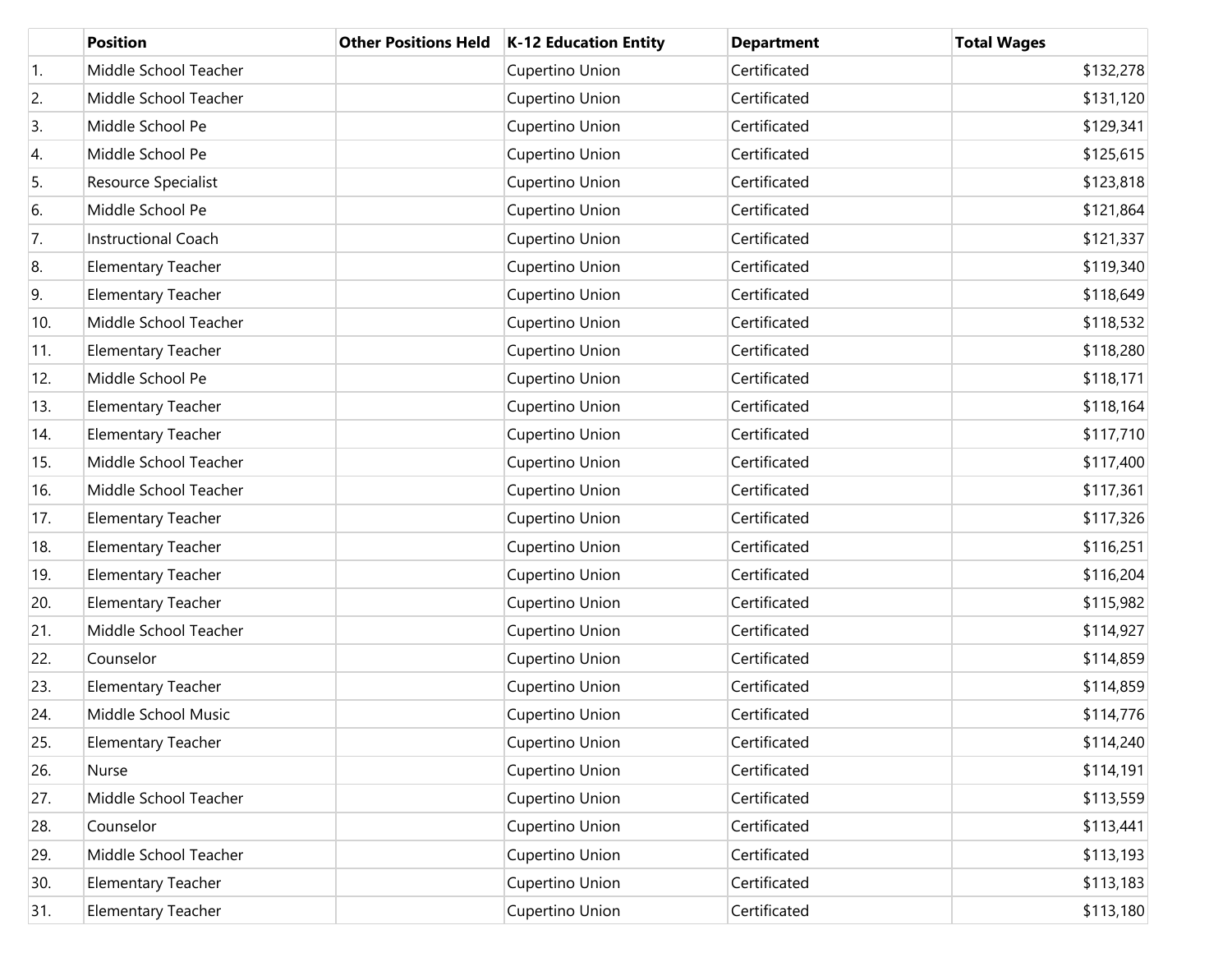| | Position | Other Positions Held | K-12 Education Entity | Department | Total Wages |
|---|---|---|---|---|---|
| 1. | Middle School Teacher | | Cupertino Union | Certificated | $132,278 |
| 2. | Middle School Teacher | | Cupertino Union | Certificated | $131,120 |
| 3. | Middle School Pe | | Cupertino Union | Certificated | $129,341 |
| 4. | Middle School Pe | | Cupertino Union | Certificated | $125,615 |
| 5. | Resource Specialist | | Cupertino Union | Certificated | $123,818 |
| 6. | Middle School Pe | | Cupertino Union | Certificated | $121,864 |
| 7. | Instructional Coach | | Cupertino Union | Certificated | $121,337 |
| 8. | Elementary Teacher | | Cupertino Union | Certificated | $119,340 |
| 9. | Elementary Teacher | | Cupertino Union | Certificated | $118,649 |
| 10. | Middle School Teacher | | Cupertino Union | Certificated | $118,532 |
| 11. | Elementary Teacher | | Cupertino Union | Certificated | $118,280 |
| 12. | Middle School Pe | | Cupertino Union | Certificated | $118,171 |
| 13. | Elementary Teacher | | Cupertino Union | Certificated | $118,164 |
| 14. | Elementary Teacher | | Cupertino Union | Certificated | $117,710 |
| 15. | Middle School Teacher | | Cupertino Union | Certificated | $117,400 |
| 16. | Middle School Teacher | | Cupertino Union | Certificated | $117,361 |
| 17. | Elementary Teacher | | Cupertino Union | Certificated | $117,326 |
| 18. | Elementary Teacher | | Cupertino Union | Certificated | $116,251 |
| 19. | Elementary Teacher | | Cupertino Union | Certificated | $116,204 |
| 20. | Elementary Teacher | | Cupertino Union | Certificated | $115,982 |
| 21. | Middle School Teacher | | Cupertino Union | Certificated | $114,927 |
| 22. | Counselor | | Cupertino Union | Certificated | $114,859 |
| 23. | Elementary Teacher | | Cupertino Union | Certificated | $114,859 |
| 24. | Middle School Music | | Cupertino Union | Certificated | $114,776 |
| 25. | Elementary Teacher | | Cupertino Union | Certificated | $114,240 |
| 26. | Nurse | | Cupertino Union | Certificated | $114,191 |
| 27. | Middle School Teacher | | Cupertino Union | Certificated | $113,559 |
| 28. | Counselor | | Cupertino Union | Certificated | $113,441 |
| 29. | Middle School Teacher | | Cupertino Union | Certificated | $113,193 |
| 30. | Elementary Teacher | | Cupertino Union | Certificated | $113,183 |
| 31. | Elementary Teacher | | Cupertino Union | Certificated | $113,180 |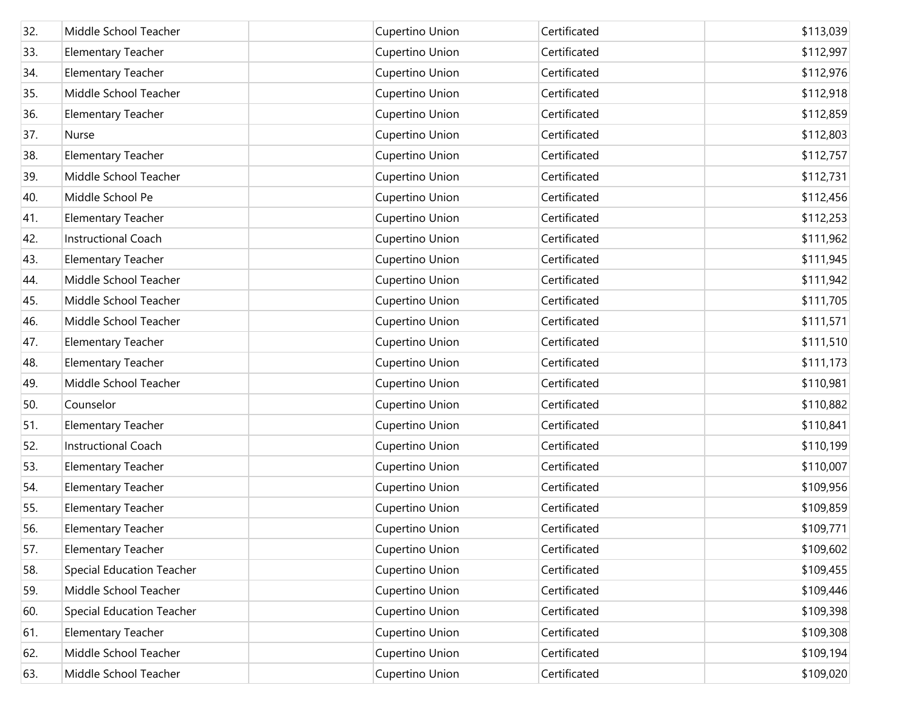| | | | | | |
|---|---|---|---|---|---|
| 32. | Middle School Teacher | | Cupertino Union | Certificated | $113,039 |
| 33. | Elementary Teacher | | Cupertino Union | Certificated | $112,997 |
| 34. | Elementary Teacher | | Cupertino Union | Certificated | $112,976 |
| 35. | Middle School Teacher | | Cupertino Union | Certificated | $112,918 |
| 36. | Elementary Teacher | | Cupertino Union | Certificated | $112,859 |
| 37. | Nurse | | Cupertino Union | Certificated | $112,803 |
| 38. | Elementary Teacher | | Cupertino Union | Certificated | $112,757 |
| 39. | Middle School Teacher | | Cupertino Union | Certificated | $112,731 |
| 40. | Middle School Pe | | Cupertino Union | Certificated | $112,456 |
| 41. | Elementary Teacher | | Cupertino Union | Certificated | $112,253 |
| 42. | Instructional Coach | | Cupertino Union | Certificated | $111,962 |
| 43. | Elementary Teacher | | Cupertino Union | Certificated | $111,945 |
| 44. | Middle School Teacher | | Cupertino Union | Certificated | $111,942 |
| 45. | Middle School Teacher | | Cupertino Union | Certificated | $111,705 |
| 46. | Middle School Teacher | | Cupertino Union | Certificated | $111,571 |
| 47. | Elementary Teacher | | Cupertino Union | Certificated | $111,510 |
| 48. | Elementary Teacher | | Cupertino Union | Certificated | $111,173 |
| 49. | Middle School Teacher | | Cupertino Union | Certificated | $110,981 |
| 50. | Counselor | | Cupertino Union | Certificated | $110,882 |
| 51. | Elementary Teacher | | Cupertino Union | Certificated | $110,841 |
| 52. | Instructional Coach | | Cupertino Union | Certificated | $110,199 |
| 53. | Elementary Teacher | | Cupertino Union | Certificated | $110,007 |
| 54. | Elementary Teacher | | Cupertino Union | Certificated | $109,956 |
| 55. | Elementary Teacher | | Cupertino Union | Certificated | $109,859 |
| 56. | Elementary Teacher | | Cupertino Union | Certificated | $109,771 |
| 57. | Elementary Teacher | | Cupertino Union | Certificated | $109,602 |
| 58. | Special Education Teacher | | Cupertino Union | Certificated | $109,455 |
| 59. | Middle School Teacher | | Cupertino Union | Certificated | $109,446 |
| 60. | Special Education Teacher | | Cupertino Union | Certificated | $109,398 |
| 61. | Elementary Teacher | | Cupertino Union | Certificated | $109,308 |
| 62. | Middle School Teacher | | Cupertino Union | Certificated | $109,194 |
| 63. | Middle School Teacher | | Cupertino Union | Certificated | $109,020 |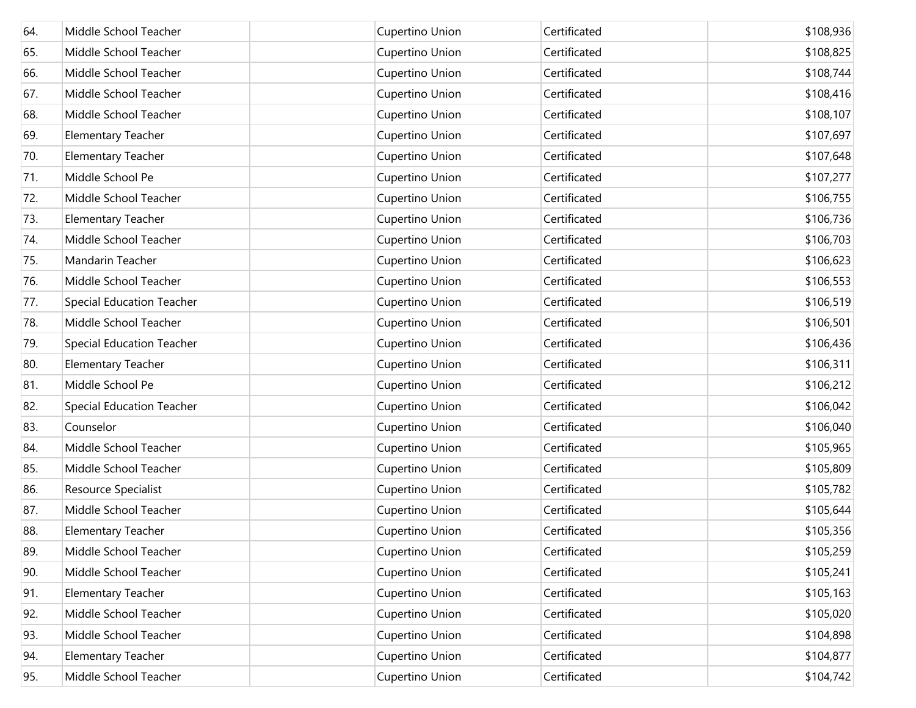| | | | | | |
|---|---|---|---|---|---|
| 64. | Middle School Teacher | | Cupertino Union | Certificated | $108,936 |
| 65. | Middle School Teacher | | Cupertino Union | Certificated | $108,825 |
| 66. | Middle School Teacher | | Cupertino Union | Certificated | $108,744 |
| 67. | Middle School Teacher | | Cupertino Union | Certificated | $108,416 |
| 68. | Middle School Teacher | | Cupertino Union | Certificated | $108,107 |
| 69. | Elementary Teacher | | Cupertino Union | Certificated | $107,697 |
| 70. | Elementary Teacher | | Cupertino Union | Certificated | $107,648 |
| 71. | Middle School Pe | | Cupertino Union | Certificated | $107,277 |
| 72. | Middle School Teacher | | Cupertino Union | Certificated | $106,755 |
| 73. | Elementary Teacher | | Cupertino Union | Certificated | $106,736 |
| 74. | Middle School Teacher | | Cupertino Union | Certificated | $106,703 |
| 75. | Mandarin Teacher | | Cupertino Union | Certificated | $106,623 |
| 76. | Middle School Teacher | | Cupertino Union | Certificated | $106,553 |
| 77. | Special Education Teacher | | Cupertino Union | Certificated | $106,519 |
| 78. | Middle School Teacher | | Cupertino Union | Certificated | $106,501 |
| 79. | Special Education Teacher | | Cupertino Union | Certificated | $106,436 |
| 80. | Elementary Teacher | | Cupertino Union | Certificated | $106,311 |
| 81. | Middle School Pe | | Cupertino Union | Certificated | $106,212 |
| 82. | Special Education Teacher | | Cupertino Union | Certificated | $106,042 |
| 83. | Counselor | | Cupertino Union | Certificated | $106,040 |
| 84. | Middle School Teacher | | Cupertino Union | Certificated | $105,965 |
| 85. | Middle School Teacher | | Cupertino Union | Certificated | $105,809 |
| 86. | Resource Specialist | | Cupertino Union | Certificated | $105,782 |
| 87. | Middle School Teacher | | Cupertino Union | Certificated | $105,644 |
| 88. | Elementary Teacher | | Cupertino Union | Certificated | $105,356 |
| 89. | Middle School Teacher | | Cupertino Union | Certificated | $105,259 |
| 90. | Middle School Teacher | | Cupertino Union | Certificated | $105,241 |
| 91. | Elementary Teacher | | Cupertino Union | Certificated | $105,163 |
| 92. | Middle School Teacher | | Cupertino Union | Certificated | $105,020 |
| 93. | Middle School Teacher | | Cupertino Union | Certificated | $104,898 |
| 94. | Elementary Teacher | | Cupertino Union | Certificated | $104,877 |
| 95. | Middle School Teacher | | Cupertino Union | Certificated | $104,742 |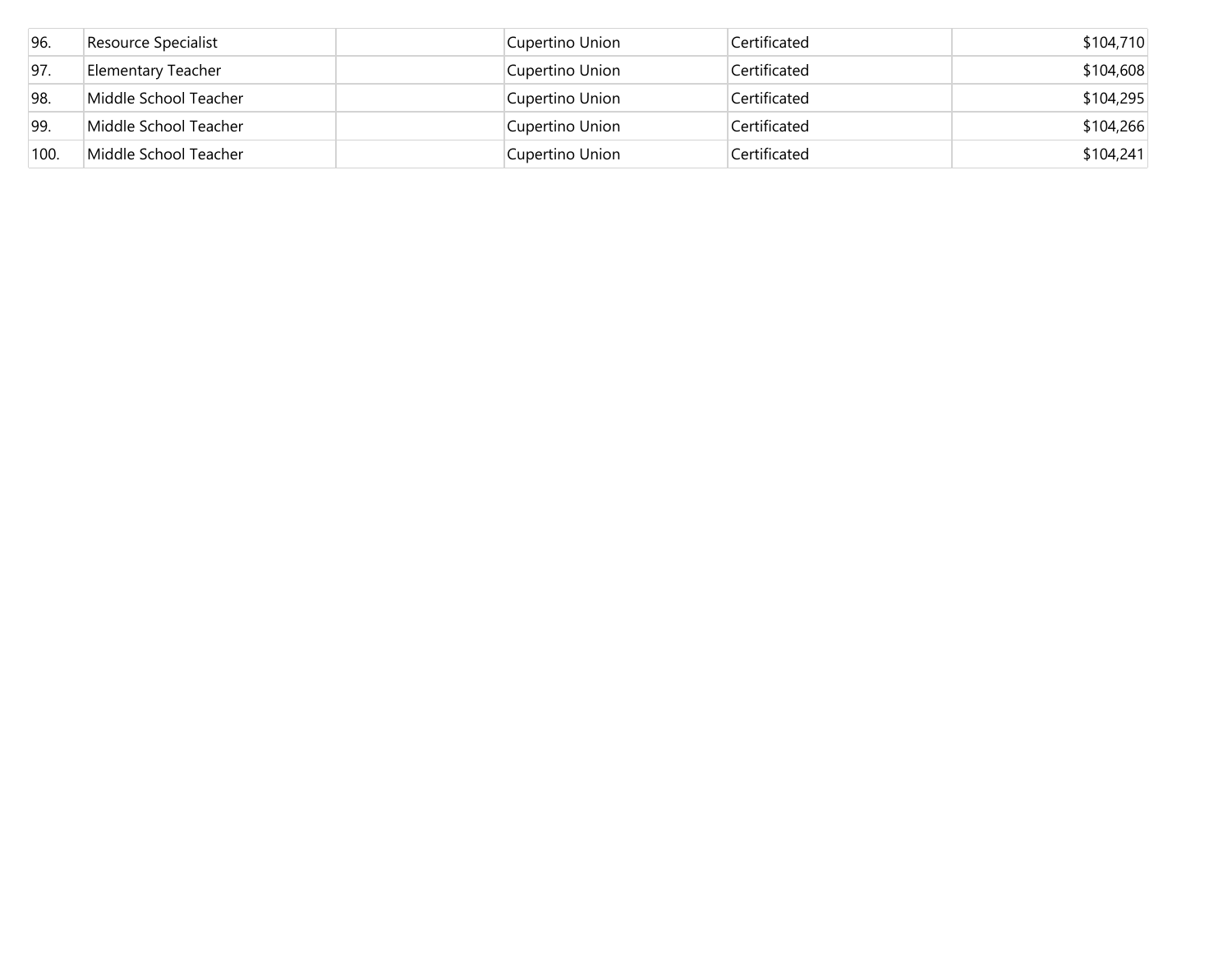| | | | | | |
|---|---|---|---|---|---|
| 96. | Resource Specialist | | Cupertino Union | Certificated | $104,710 |
| 97. | Elementary Teacher | | Cupertino Union | Certificated | $104,608 |
| 98. | Middle School Teacher | | Cupertino Union | Certificated | $104,295 |
| 99. | Middle School Teacher | | Cupertino Union | Certificated | $104,266 |
| 100. | Middle School Teacher | | Cupertino Union | Certificated | $104,241 |